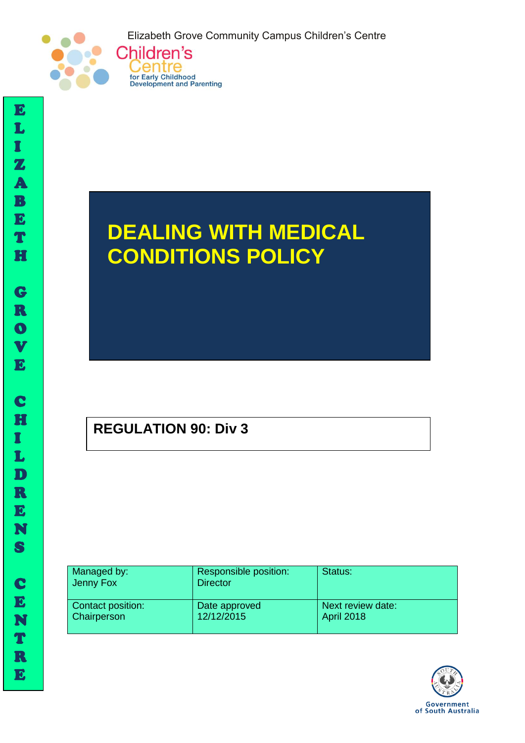Elizabeth Grove Community Campus Children's Centre

Children's Centre
for Early Childhood Development and Parenting

ELIZABETH GROVE CHILDRENS CENTRE

# DEALING WITH MEDICAL CONDITIONS POLICY

**REGULATION 90: Div 3**

| Managed by: Jenny Fox | Responsible position: Director | Status: |
|---|---|---|
| Contact position: Chairperson | Date approved 12/12/2015 | Next review date: April 2018 |

Government of South Australia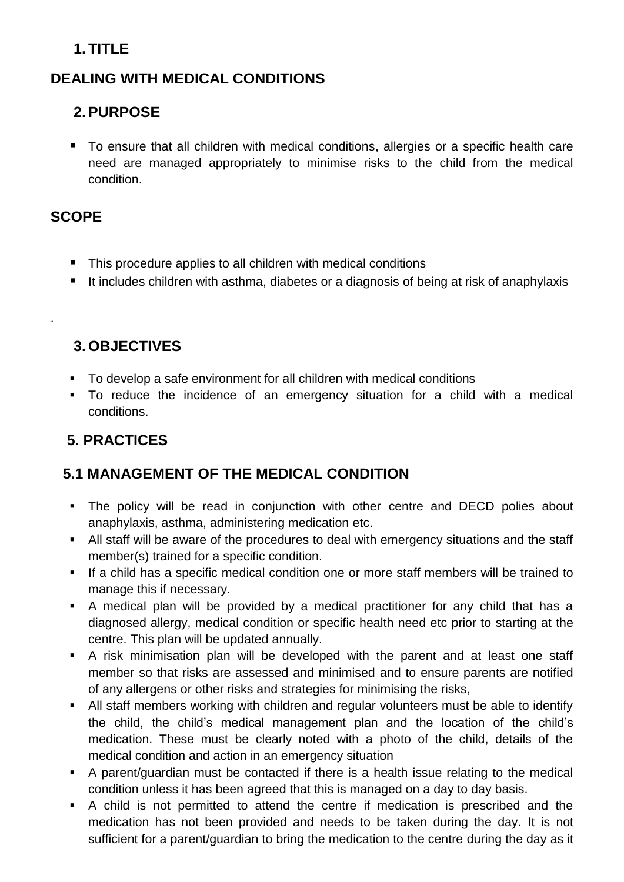## 1. TITLE

## DEALING WITH MEDICAL CONDITIONS

## 2. PURPOSE

- To ensure that all children with medical conditions, allergies or a specific health care need are managed appropriately to minimise risks to the child from the medical condition.

## SCOPE

- This procedure applies to all children with medical conditions
- It includes children with asthma, diabetes or a diagnosis of being at risk of anaphylaxis

.

## 3. OBJECTIVES

- To develop a safe environment for all children with medical conditions
- To reduce the incidence of an emergency situation for a child with a medical conditions.

## 5. PRACTICES

### 5.1 MANAGEMENT OF THE MEDICAL CONDITION

- The policy will be read in conjunction with other centre and DECD polies about anaphylaxis, asthma, administering medication etc.
- All staff will be aware of the procedures to deal with emergency situations and the staff member(s) trained for a specific condition.
- If a child has a specific medical condition one or more staff members will be trained to manage this if necessary.
- A medical plan will be provided by a medical practitioner for any child that has a diagnosed allergy, medical condition or specific health need etc prior to starting at the centre. This plan will be updated annually.
- A risk minimisation plan will be developed with the parent and at least one staff member so that risks are assessed and minimised and to ensure parents are notified of any allergens or other risks and strategies for minimising the risks,
- All staff members working with children and regular volunteers must be able to identify the child, the child's medical management plan and the location of the child's medication. These must be clearly noted with a photo of the child, details of the medical condition and action in an emergency situation
- A parent/guardian must be contacted if there is a health issue relating to the medical condition unless it has been agreed that this is managed on a day to day basis.
- A child is not permitted to attend the centre if medication is prescribed and the medication has not been provided and needs to be taken during the day. It is not sufficient for a parent/guardian to bring the medication to the centre during the day as it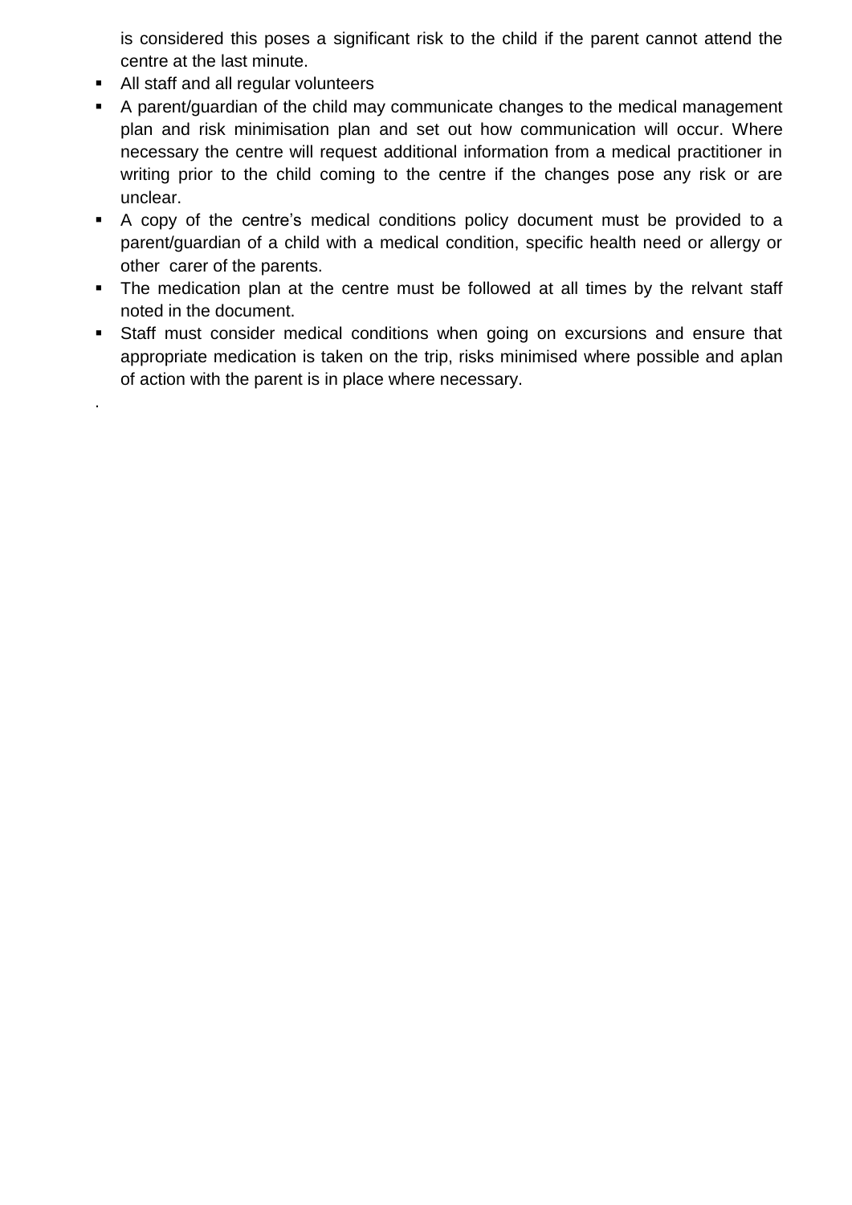is considered this poses a significant risk to the child if the parent cannot attend the centre at the last minute.

- All staff and all regular volunteers
- A parent/guardian of the child may communicate changes to the medical management plan and risk minimisation plan and set out how communication will occur. Where necessary the centre will request additional information from a medical practitioner in writing prior to the child coming to the centre if the changes pose any risk or are unclear.
- A copy of the centre's medical conditions policy document must be provided to a parent/guardian of a child with a medical condition, specific health need or allergy or other carer of the parents.
- The medication plan at the centre must be followed at all times by the relvant staff noted in the document.
- Staff must consider medical conditions when going on excursions and ensure that appropriate medication is taken on the trip, risks minimised where possible and aplan of action with the parent is in place where necessary.

.